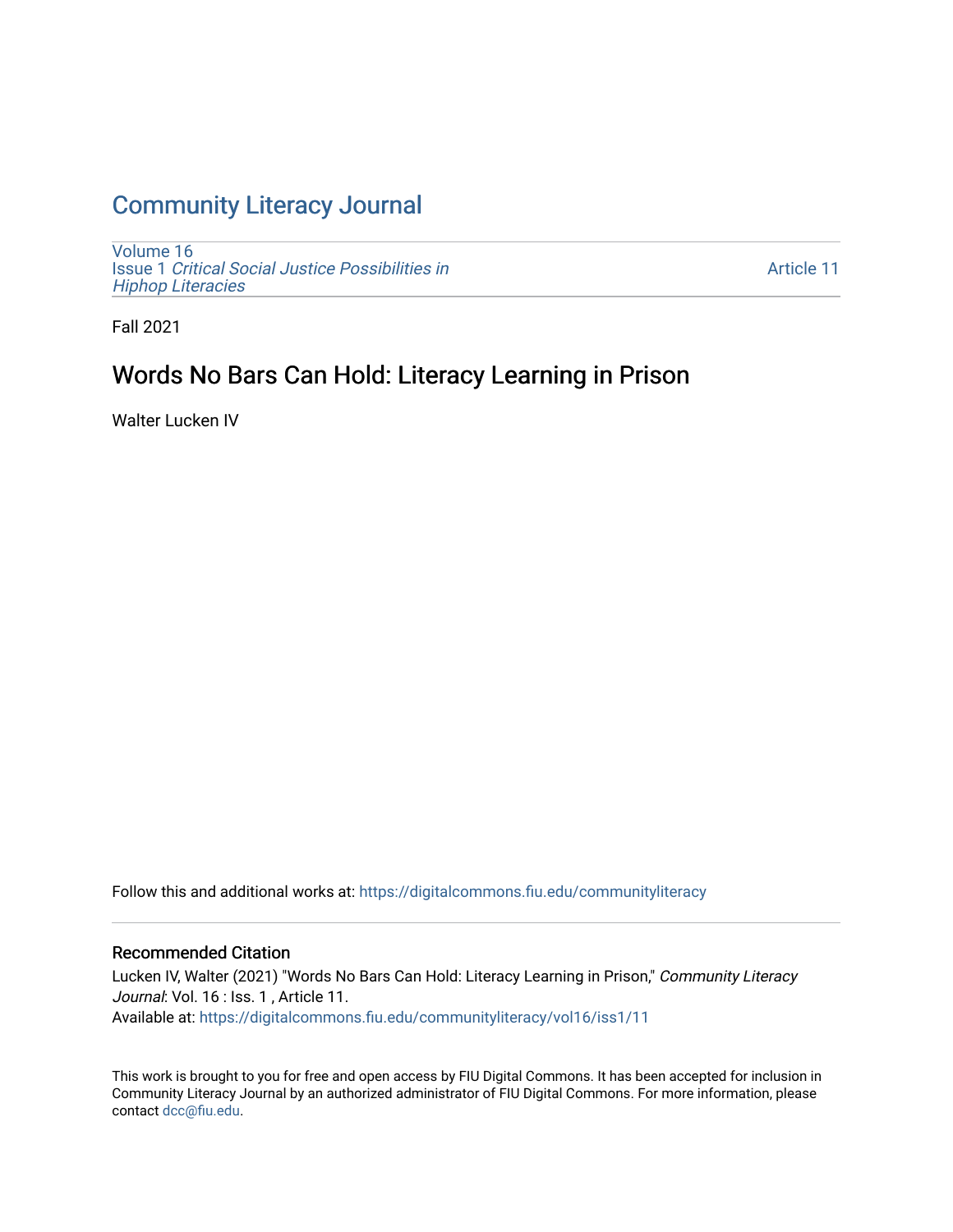# Community Literacy Journal

Volume 16
Issue 1 *Critical Social Justice Possibilities in Hiphop Literacies*

Article 11

Fall 2021

## Words No Bars Can Hold: Literacy Learning in Prison

Walter Lucken IV

Follow this and additional works at: https://digitalcommons.fiu.edu/communityliteracy

### Recommended Citation

Lucken IV, Walter (2021) "Words No Bars Can Hold: Literacy Learning in Prison," *Community Literacy Journal*: Vol. 16 : Iss. 1 , Article 11.
Available at: https://digitalcommons.fiu.edu/communityliteracy/vol16/iss1/11

This work is brought to you for free and open access by FIU Digital Commons. It has been accepted for inclusion in Community Literacy Journal by an authorized administrator of FIU Digital Commons. For more information, please contact dcc@fiu.edu.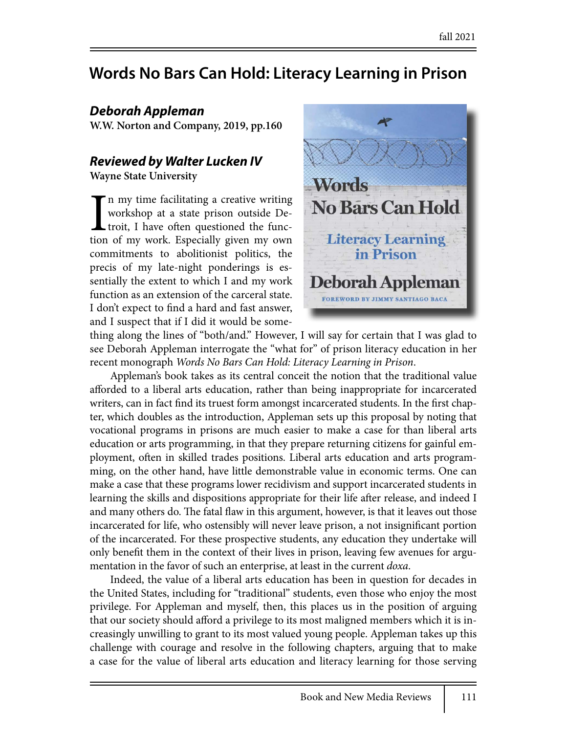# Words No Bars Can Hold: Literacy Learning in Prison

***Deborah Appleman***

**W.W. Norton and Company, 2019, pp.160**

***Reviewed by Walter Lucken IV***

**Wayne State University**

In my time facilitating a creative writing workshop at a state prison outside Detroit, I have often questioned the function of my work. Especially given my own commitments to abolitionist politics, the precis of my late-night ponderings is essentially the extent to which I and my work function as an extension of the carceral state. I don't expect to find a hard and fast answer, and I suspect that if I did it would be something along the lines of "both/and." However, I will say for certain that I was glad to see Deborah Appleman interrogate the "what for" of prison literacy education in her recent monograph *Words No Bars Can Hold: Literacy Learning in Prison*.

Appleman's book takes as its central conceit the notion that the traditional value afforded to a liberal arts education, rather than being inappropriate for incarcerated writers, can in fact find its truest form amongst incarcerated students. In the first chapter, which doubles as the introduction, Appleman sets up this proposal by noting that vocational programs in prisons are much easier to make a case for than liberal arts education or arts programming, in that they prepare returning citizens for gainful employment, often in skilled trades positions. Liberal arts education and arts programming, on the other hand, have little demonstrable value in economic terms. One can make a case that these programs lower recidivism and support incarcerated students in learning the skills and dispositions appropriate for their life after release, and indeed I and many others do. The fatal flaw in this argument, however, is that it leaves out those incarcerated for life, who ostensibly will never leave prison, a not insignificant portion of the incarcerated. For these prospective students, any education they undertake will only benefit them in the context of their lives in prison, leaving few avenues for argumentation in the favor of such an enterprise, at least in the current *doxa*.

Indeed, the value of a liberal arts education has been in question for decades in the United States, including for "traditional" students, even those who enjoy the most privilege. For Appleman and myself, then, this places us in the position of arguing that our society should afford a privilege to its most maligned members which it is increasingly unwilling to grant to its most valued young people. Appleman takes up this challenge with courage and resolve in the following chapters, arguing that to make a case for the value of liberal arts education and literacy learning for those serving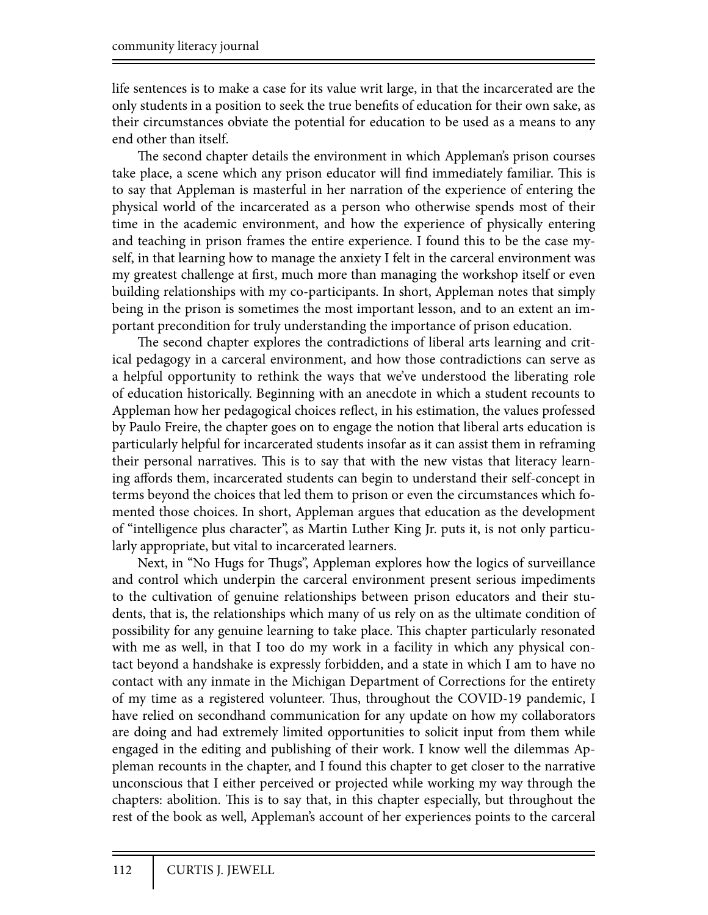life sentences is to make a case for its value writ large, in that the incarcerated are the only students in a position to seek the true benefits of education for their own sake, as their circumstances obviate the potential for education to be used as a means to any end other than itself.

The second chapter details the environment in which Appleman's prison courses take place, a scene which any prison educator will find immediately familiar. This is to say that Appleman is masterful in her narration of the experience of entering the physical world of the incarcerated as a person who otherwise spends most of their time in the academic environment, and how the experience of physically entering and teaching in prison frames the entire experience. I found this to be the case myself, in that learning how to manage the anxiety I felt in the carceral environment was my greatest challenge at first, much more than managing the workshop itself or even building relationships with my co-participants. In short, Appleman notes that simply being in the prison is sometimes the most important lesson, and to an extent an important precondition for truly understanding the importance of prison education.

The second chapter explores the contradictions of liberal arts learning and critical pedagogy in a carceral environment, and how those contradictions can serve as a helpful opportunity to rethink the ways that we've understood the liberating role of education historically. Beginning with an anecdote in which a student recounts to Appleman how her pedagogical choices reflect, in his estimation, the values professed by Paulo Freire, the chapter goes on to engage the notion that liberal arts education is particularly helpful for incarcerated students insofar as it can assist them in reframing their personal narratives. This is to say that with the new vistas that literacy learning affords them, incarcerated students can begin to understand their self-concept in terms beyond the choices that led them to prison or even the circumstances which fomented those choices. In short, Appleman argues that education as the development of "intelligence plus character", as Martin Luther King Jr. puts it, is not only particularly appropriate, but vital to incarcerated learners.

Next, in "No Hugs for Thugs", Appleman explores how the logics of surveillance and control which underpin the carceral environment present serious impediments to the cultivation of genuine relationships between prison educators and their students, that is, the relationships which many of us rely on as the ultimate condition of possibility for any genuine learning to take place. This chapter particularly resonated with me as well, in that I too do my work in a facility in which any physical contact beyond a handshake is expressly forbidden, and a state in which I am to have no contact with any inmate in the Michigan Department of Corrections for the entirety of my time as a registered volunteer. Thus, throughout the COVID-19 pandemic, I have relied on secondhand communication for any update on how my collaborators are doing and had extremely limited opportunities to solicit input from them while engaged in the editing and publishing of their work. I know well the dilemmas Appleman recounts in the chapter, and I found this chapter to get closer to the narrative unconscious that I either perceived or projected while working my way through the chapters: abolition. This is to say that, in this chapter especially, but throughout the rest of the book as well, Appleman's account of her experiences points to the carceral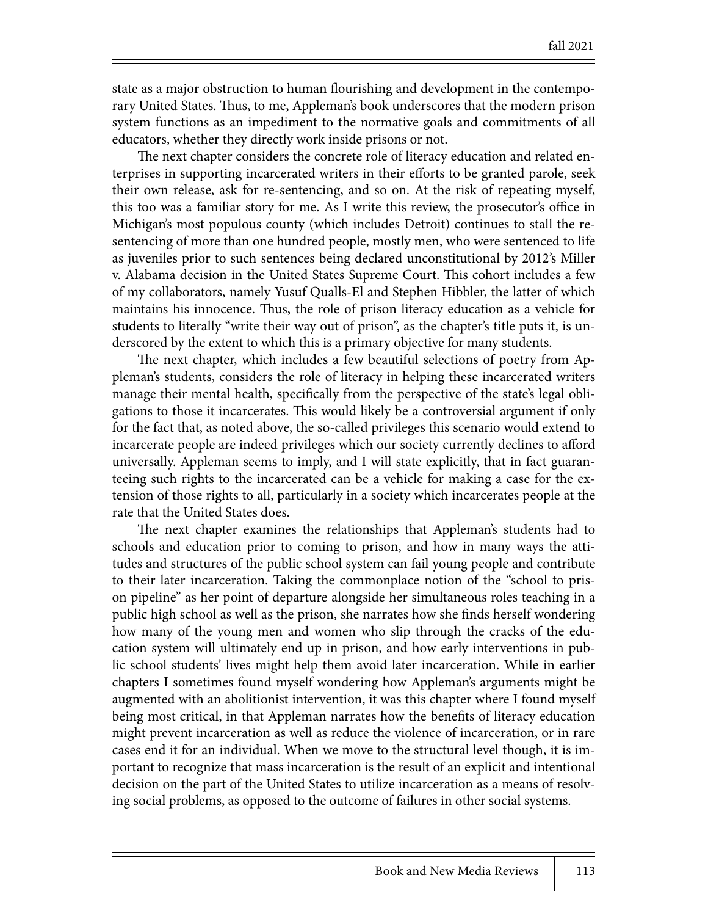state as a major obstruction to human flourishing and development in the contemporary United States. Thus, to me, Appleman's book underscores that the modern prison system functions as an impediment to the normative goals and commitments of all educators, whether they directly work inside prisons or not.

The next chapter considers the concrete role of literacy education and related enterprises in supporting incarcerated writers in their efforts to be granted parole, seek their own release, ask for re-sentencing, and so on. At the risk of repeating myself, this too was a familiar story for me. As I write this review, the prosecutor's office in Michigan's most populous county (which includes Detroit) continues to stall the re-sentencing of more than one hundred people, mostly men, who were sentenced to life as juveniles prior to such sentences being declared unconstitutional by 2012's Miller v. Alabama decision in the United States Supreme Court. This cohort includes a few of my collaborators, namely Yusuf Qualls-El and Stephen Hibbler, the latter of which maintains his innocence. Thus, the role of prison literacy education as a vehicle for students to literally "write their way out of prison", as the chapter's title puts it, is underscored by the extent to which this is a primary objective for many students.

The next chapter, which includes a few beautiful selections of poetry from Appleman's students, considers the role of literacy in helping these incarcerated writers manage their mental health, specifically from the perspective of the state's legal obligations to those it incarcerates. This would likely be a controversial argument if only for the fact that, as noted above, the so-called privileges this scenario would extend to incarcerate people are indeed privileges which our society currently declines to afford universally. Appleman seems to imply, and I will state explicitly, that in fact guaranteeing such rights to the incarcerated can be a vehicle for making a case for the extension of those rights to all, particularly in a society which incarcerates people at the rate that the United States does.

The next chapter examines the relationships that Appleman's students had to schools and education prior to coming to prison, and how in many ways the attitudes and structures of the public school system can fail young people and contribute to their later incarceration. Taking the commonplace notion of the "school to prison pipeline" as her point of departure alongside her simultaneous roles teaching in a public high school as well as the prison, she narrates how she finds herself wondering how many of the young men and women who slip through the cracks of the education system will ultimately end up in prison, and how early interventions in public school students' lives might help them avoid later incarceration. While in earlier chapters I sometimes found myself wondering how Appleman's arguments might be augmented with an abolitionist intervention, it was this chapter where I found myself being most critical, in that Appleman narrates how the benefits of literacy education might prevent incarceration as well as reduce the violence of incarceration, or in rare cases end it for an individual. When we move to the structural level though, it is important to recognize that mass incarceration is the result of an explicit and intentional decision on the part of the United States to utilize incarceration as a means of resolving social problems, as opposed to the outcome of failures in other social systems.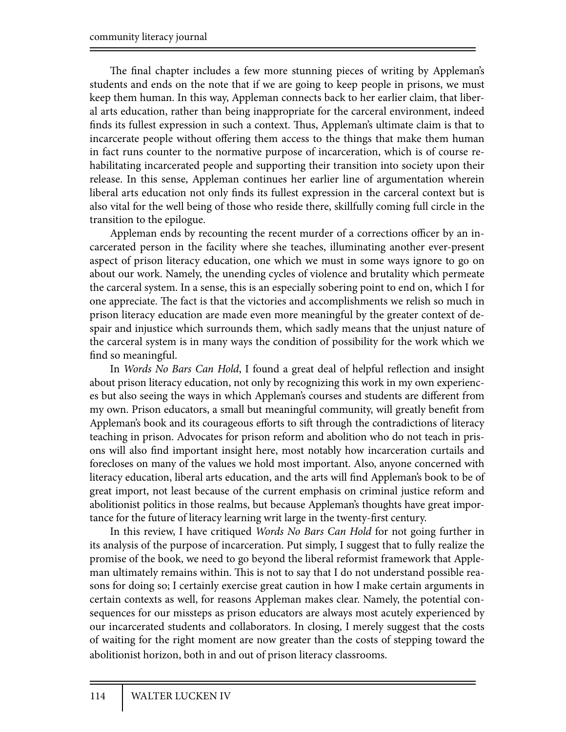The final chapter includes a few more stunning pieces of writing by Appleman's students and ends on the note that if we are going to keep people in prisons, we must keep them human. In this way, Appleman connects back to her earlier claim, that liberal arts education, rather than being inappropriate for the carceral environment, indeed finds its fullest expression in such a context. Thus, Appleman's ultimate claim is that to incarcerate people without offering them access to the things that make them human in fact runs counter to the normative purpose of incarceration, which is of course rehabilitating incarcerated people and supporting their transition into society upon their release. In this sense, Appleman continues her earlier line of argumentation wherein liberal arts education not only finds its fullest expression in the carceral context but is also vital for the well being of those who reside there, skillfully coming full circle in the transition to the epilogue.

Appleman ends by recounting the recent murder of a corrections officer by an incarcerated person in the facility where she teaches, illuminating another ever-present aspect of prison literacy education, one which we must in some ways ignore to go on about our work. Namely, the unending cycles of violence and brutality which permeate the carceral system. In a sense, this is an especially sobering point to end on, which I for one appreciate. The fact is that the victories and accomplishments we relish so much in prison literacy education are made even more meaningful by the greater context of despair and injustice which surrounds them, which sadly means that the unjust nature of the carceral system is in many ways the condition of possibility for the work which we find so meaningful.

In *Words No Bars Can Hold*, I found a great deal of helpful reflection and insight about prison literacy education, not only by recognizing this work in my own experiences but also seeing the ways in which Appleman's courses and students are different from my own. Prison educators, a small but meaningful community, will greatly benefit from Appleman's book and its courageous efforts to sift through the contradictions of literacy teaching in prison. Advocates for prison reform and abolition who do not teach in prisons will also find important insight here, most notably how incarceration curtails and forecloses on many of the values we hold most important. Also, anyone concerned with literacy education, liberal arts education, and the arts will find Appleman's book to be of great import, not least because of the current emphasis on criminal justice reform and abolitionist politics in those realms, but because Appleman's thoughts have great importance for the future of literacy learning writ large in the twenty-first century.

In this review, I have critiqued *Words No Bars Can Hold* for not going further in its analysis of the purpose of incarceration. Put simply, I suggest that to fully realize the promise of the book, we need to go beyond the liberal reformist framework that Appleman ultimately remains within. This is not to say that I do not understand possible reasons for doing so; I certainly exercise great caution in how I make certain arguments in certain contexts as well, for reasons Appleman makes clear. Namely, the potential consequences for our missteps as prison educators are always most acutely experienced by our incarcerated students and collaborators. In closing, I merely suggest that the costs of waiting for the right moment are now greater than the costs of stepping toward the abolitionist horizon, both in and out of prison literacy classrooms.